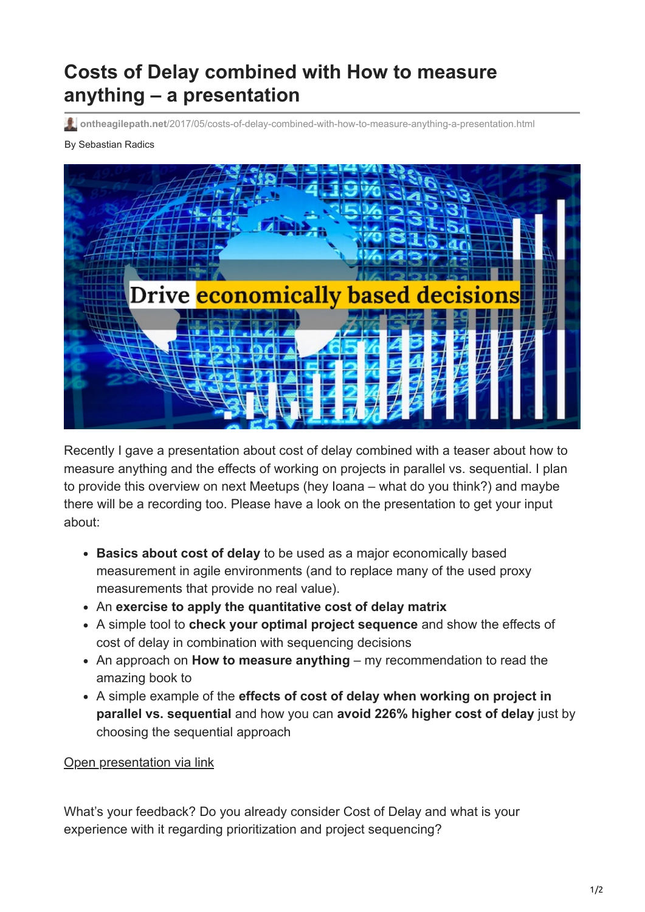# Costs of Delay combined with How to measure anything – a presentation

ontheagilepath.net/2017/05/costs-of-delay-combined-with-how-to-measure-anything-a-presentation.html

By Sebastian Radics

Recently I gave a presentation about cost of delay combined with a teaser about how to measure anything and the effects of working on projects in parallel vs. sequential. I plan to provide this overview on next Meetups (hey Ioana – what do you think?) and maybe there will be a recording too. Please have a look on the presentation to get your input about:

- **Basics about cost of delay** to be used as a major economically based measurement in agile environments (and to replace many of the used proxy measurements that provide no real value).
- An **exercise to apply the quantitative cost of delay matrix**
- A simple tool to **check your optimal project sequence** and show the effects of cost of delay in combination with sequencing decisions
- An approach on **How to measure anything** – my recommendation to read the amazing book to
- A simple example of the **effects of cost of delay when working on project in parallel vs. sequential** and how you can **avoid 226% higher cost of delay** just by choosing the sequential approach

Open presentation via link

What's your feedback? Do you already consider Cost of Delay and what is your experience with it regarding prioritization and project sequencing?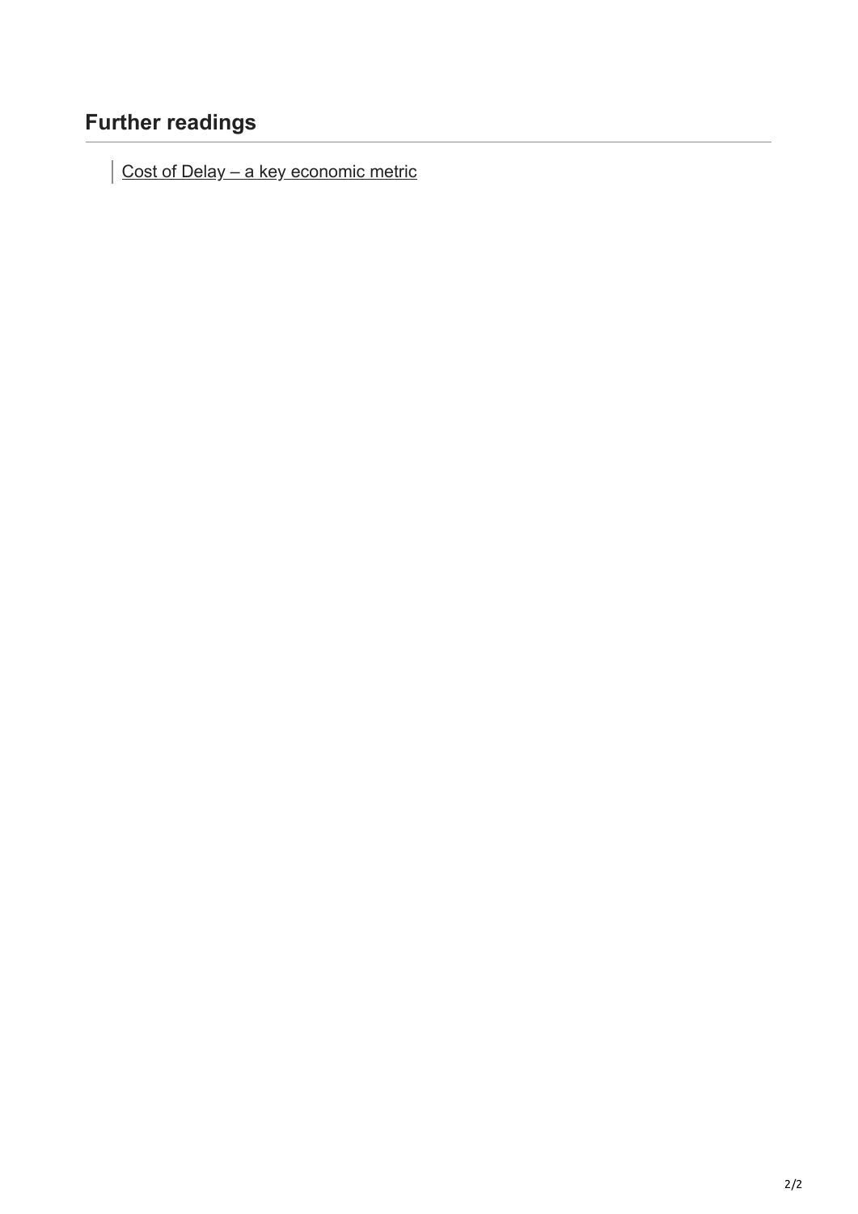## Further readings

> Cost of Delay – a key economic metric